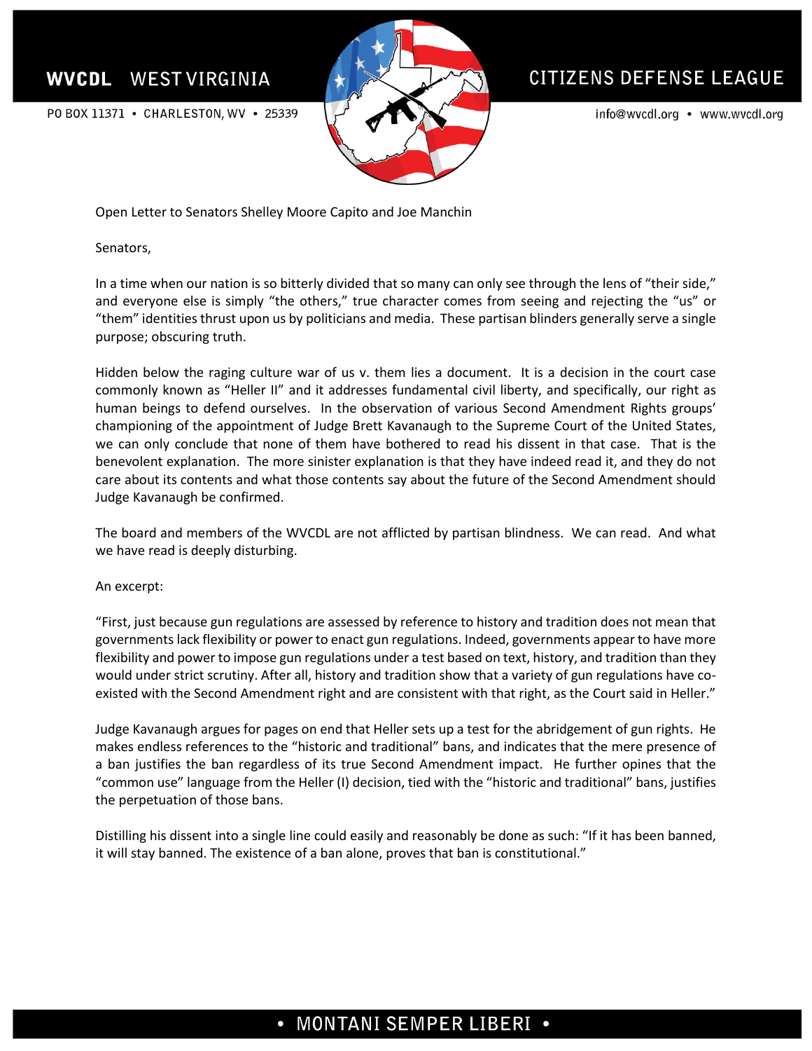# WVCDL WEST VIRGINIA CITIZENS DEFENSE LEAGUE

PO BOX 11371 • CHARLESTON, WV • 25339

info@wvcdl.org • www.wvcdl.org

Open Letter to Senators Shelley Moore Capito and Joe Manchin

Senators,

In a time when our nation is so bitterly divided that so many can only see through the lens of "their side," and everyone else is simply "the others," true character comes from seeing and rejecting the "us" or "them" identities thrust upon us by politicians and media. These partisan blinders generally serve a single purpose; obscuring truth.

Hidden below the raging culture war of us v. them lies a document. It is a decision in the court case commonly known as "Heller II" and it addresses fundamental civil liberty, and specifically, our right as human beings to defend ourselves. In the observation of various Second Amendment Rights groups' championing of the appointment of Judge Brett Kavanaugh to the Supreme Court of the United States, we can only conclude that none of them have bothered to read his dissent in that case. That is the benevolent explanation. The more sinister explanation is that they have indeed read it, and they do not care about its contents and what those contents say about the future of the Second Amendment should Judge Kavanaugh be confirmed.

The board and members of the WVCDL are not afflicted by partisan blindness. We can read. And what we have read is deeply disturbing.

An excerpt:

"First, just because gun regulations are assessed by reference to history and tradition does not mean that governments lack flexibility or power to enact gun regulations. Indeed, governments appear to have more flexibility and power to impose gun regulations under a test based on text, history, and tradition than they would under strict scrutiny. After all, history and tradition show that a variety of gun regulations have co-existed with the Second Amendment right and are consistent with that right, as the Court said in Heller."

Judge Kavanaugh argues for pages on end that Heller sets up a test for the abridgement of gun rights. He makes endless references to the "historic and traditional" bans, and indicates that the mere presence of a ban justifies the ban regardless of its true Second Amendment impact. He further opines that the "common use" language from the Heller (I) decision, tied with the "historic and traditional" bans, justifies the perpetuation of those bans.

Distilling his dissent into a single line could easily and reasonably be done as such: "If it has been banned, it will stay banned. The existence of a ban alone, proves that ban is constitutional."

• MONTANI SEMPER LIBERI •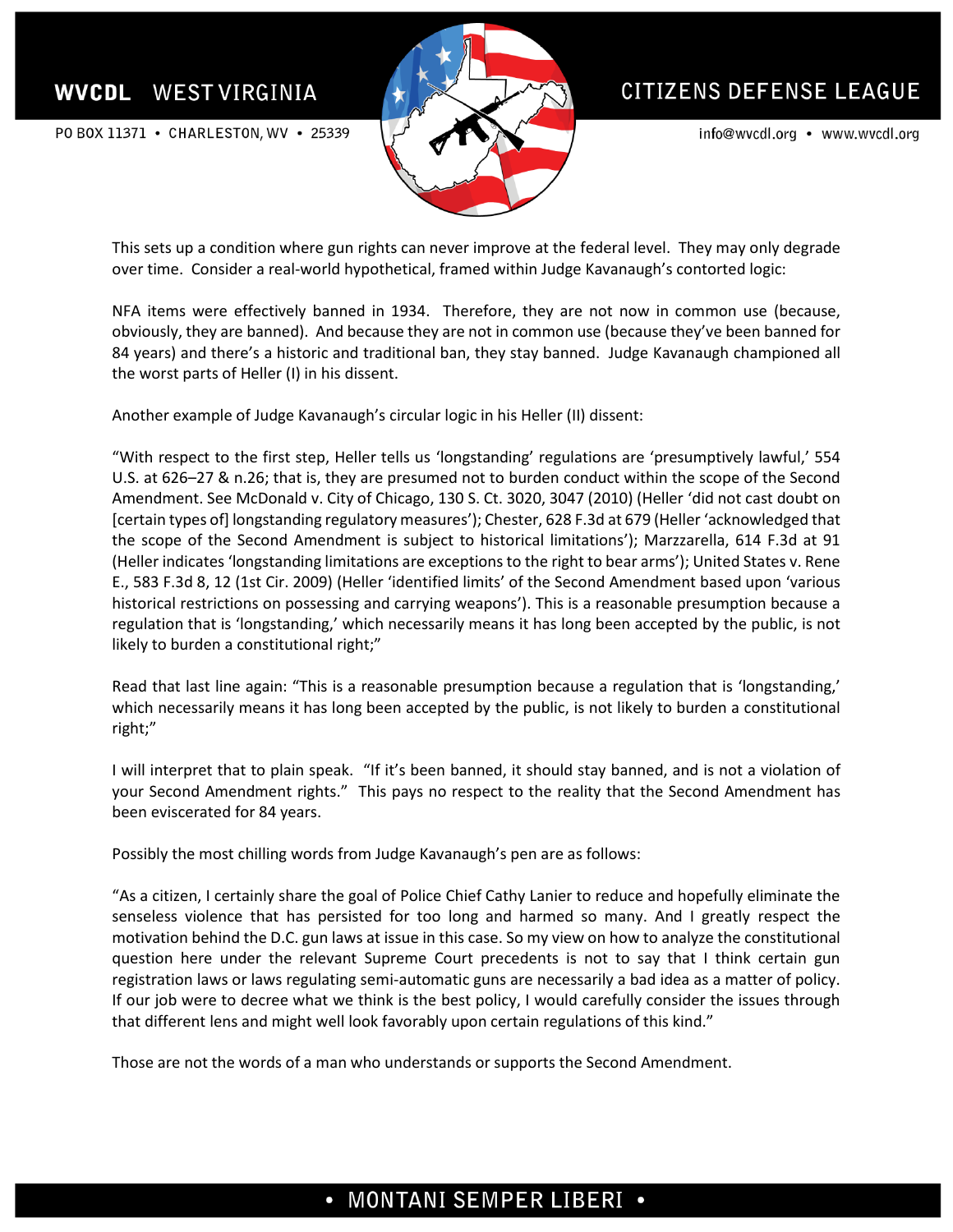This sets up a condition where gun rights can never improve at the federal level. They may only degrade over time. Consider a real-world hypothetical, framed within Judge Kavanaugh's contorted logic:

NFA items were effectively banned in 1934. Therefore, they are not now in common use (because, obviously, they are banned). And because they are not in common use (because they've been banned for 84 years) and there's a historic and traditional ban, they stay banned. Judge Kavanaugh championed all the worst parts of Heller (I) in his dissent.

Another example of Judge Kavanaugh's circular logic in his Heller (II) dissent:

"With respect to the first step, Heller tells us 'longstanding' regulations are 'presumptively lawful,' 554 U.S. at 626–27 & n.26; that is, they are presumed not to burden conduct within the scope of the Second Amendment. See McDonald v. City of Chicago, 130 S. Ct. 3020, 3047 (2010) (Heller 'did not cast doubt on [certain types of] longstanding regulatory measures'); Chester, 628 F.3d at 679 (Heller 'acknowledged that the scope of the Second Amendment is subject to historical limitations'); Marzzarella, 614 F.3d at 91 (Heller indicates 'longstanding limitations are exceptions to the right to bear arms'); United States v. Rene E., 583 F.3d 8, 12 (1st Cir. 2009) (Heller 'identified limits' of the Second Amendment based upon 'various historical restrictions on possessing and carrying weapons'). This is a reasonable presumption because a regulation that is 'longstanding,' which necessarily means it has long been accepted by the public, is not likely to burden a constitutional right;"

Read that last line again: "This is a reasonable presumption because a regulation that is 'longstanding,' which necessarily means it has long been accepted by the public, is not likely to burden a constitutional right;"

I will interpret that to plain speak. "If it's been banned, it should stay banned, and is not a violation of your Second Amendment rights." This pays no respect to the reality that the Second Amendment has been eviscerated for 84 years.

Possibly the most chilling words from Judge Kavanaugh's pen are as follows:

"As a citizen, I certainly share the goal of Police Chief Cathy Lanier to reduce and hopefully eliminate the senseless violence that has persisted for too long and harmed so many. And I greatly respect the motivation behind the D.C. gun laws at issue in this case. So my view on how to analyze the constitutional question here under the relevant Supreme Court precedents is not to say that I think certain gun registration laws or laws regulating semi-automatic guns are necessarily a bad idea as a matter of policy. If our job were to decree what we think is the best policy, I would carefully consider the issues through that different lens and might well look favorably upon certain regulations of this kind."

Those are not the words of a man who understands or supports the Second Amendment.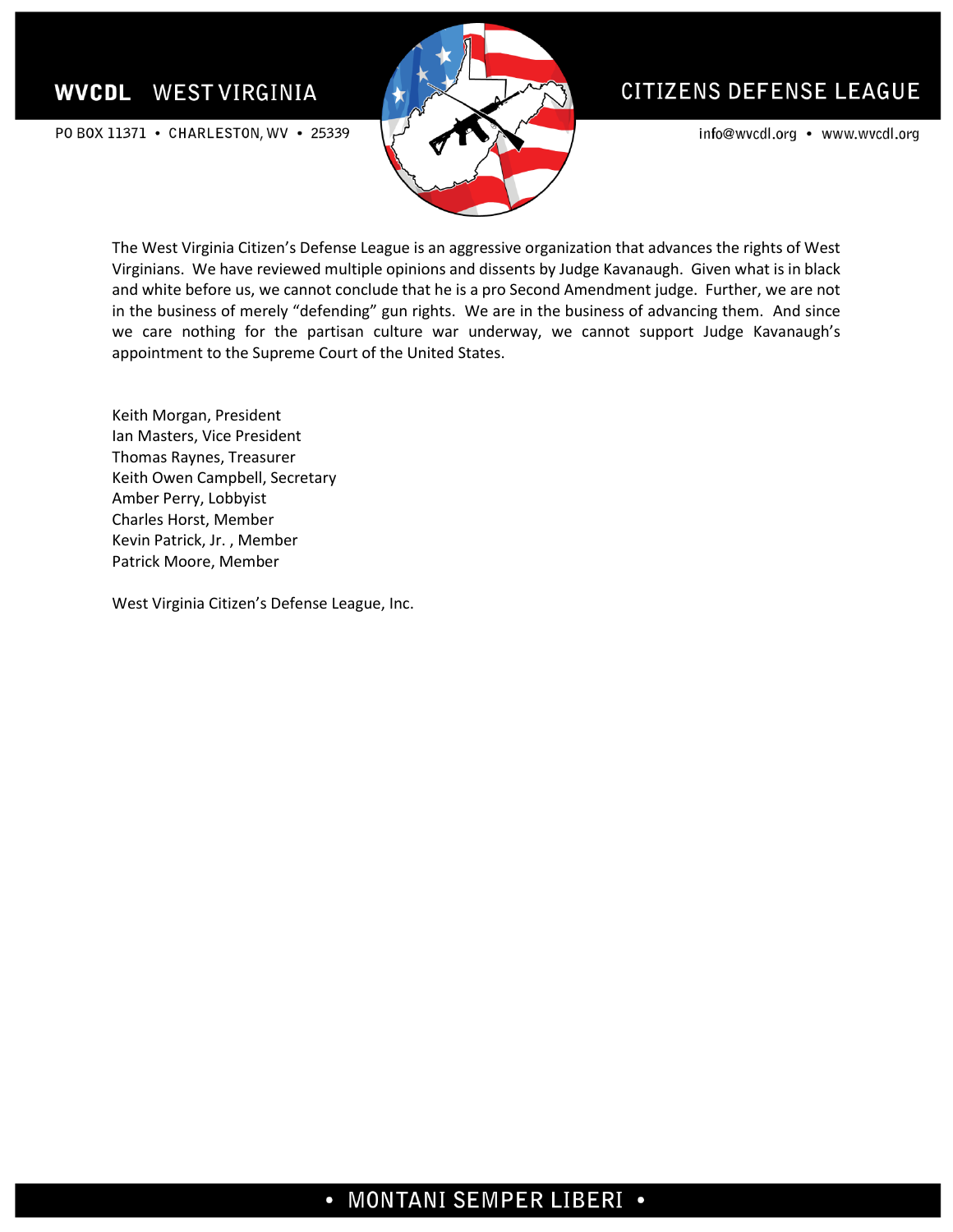WVCDL WEST VIRGINIA CITIZENS DEFENSE LEAGUE

PO BOX 11371 • CHARLESTON, WV • 25339

info@wvcdl.org • www.wvcdl.org

The West Virginia Citizen's Defense League is an aggressive organization that advances the rights of West Virginians. We have reviewed multiple opinions and dissents by Judge Kavanaugh. Given what is in black and white before us, we cannot conclude that he is a pro Second Amendment judge. Further, we are not in the business of merely "defending" gun rights. We are in the business of advancing them. And since we care nothing for the partisan culture war underway, we cannot support Judge Kavanaugh's appointment to the Supreme Court of the United States.

Keith Morgan, President
Ian Masters, Vice President
Thomas Raynes, Treasurer
Keith Owen Campbell, Secretary
Amber Perry, Lobbyist
Charles Horst, Member
Kevin Patrick, Jr. , Member
Patrick Moore, Member

West Virginia Citizen's Defense League, Inc.

• MONTANI SEMPER LIBERI •